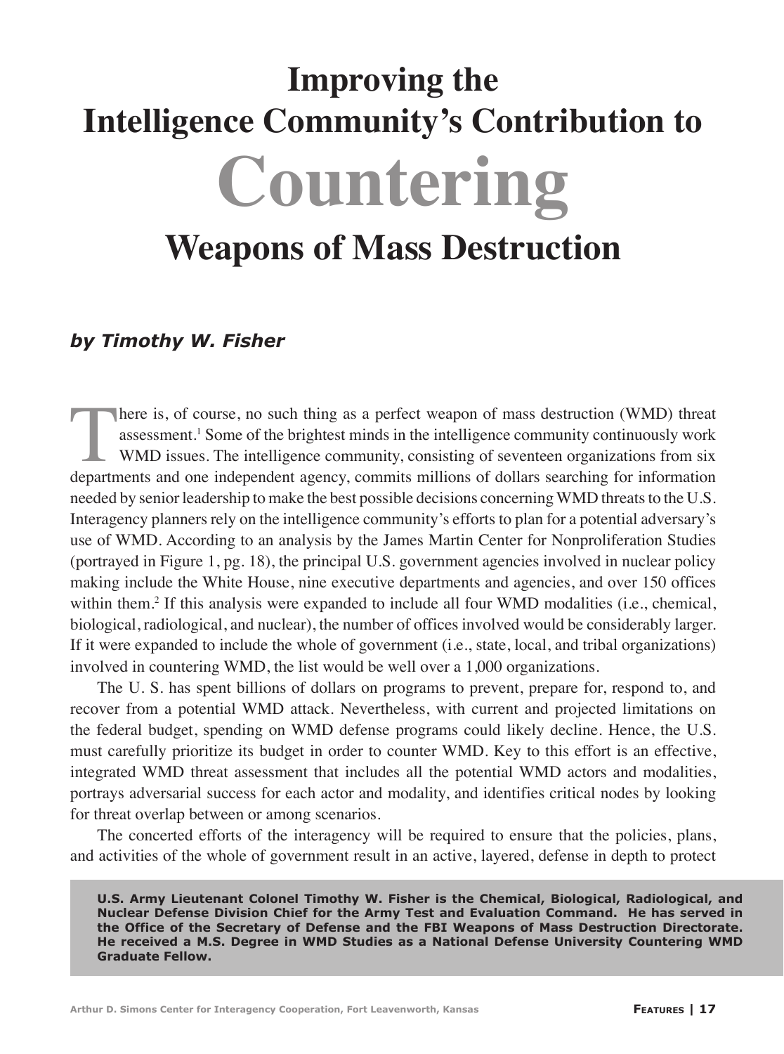# Improving the Intelligence Community's Contribution to Countering Weapons of Mass Destruction

***by Timothy W. Fisher***

There is, of course, no such thing as a perfect weapon of mass destruction (WMD) threat assessment.[1] Some of the brightest minds in the intelligence community continuously work WMD issues. The intelligence community, consisting of seventeen organizations from six departments and one independent agency, commits millions of dollars searching for information needed by senior leadership to make the best possible decisions concerning WMD threats to the U.S. Interagency planners rely on the intelligence community's efforts to plan for a potential adversary's use of WMD. According to an analysis by the James Martin Center for Nonproliferation Studies (portrayed in Figure 1, pg. 18), the principal U.S. government agencies involved in nuclear policy making include the White House, nine executive departments and agencies, and over 150 offices within them.[2] If this analysis were expanded to include all four WMD modalities (i.e., chemical, biological, radiological, and nuclear), the number of offices involved would be considerably larger. If it were expanded to include the whole of government (i.e., state, local, and tribal organizations) involved in countering WMD, the list would be well over a 1,000 organizations.

The U. S. has spent billions of dollars on programs to prevent, prepare for, respond to, and recover from a potential WMD attack. Nevertheless, with current and projected limitations on the federal budget, spending on WMD defense programs could likely decline. Hence, the U.S. must carefully prioritize its budget in order to counter WMD. Key to this effort is an effective, integrated WMD threat assessment that includes all the potential WMD actors and modalities, portrays adversarial success for each actor and modality, and identifies critical nodes by looking for threat overlap between or among scenarios.

The concerted efforts of the interagency will be required to ensure that the policies, plans, and activities of the whole of government result in an active, layered, defense in depth to protect

**U.S. Army Lieutenant Colonel Timothy W. Fisher is the Chemical, Biological, Radiological, and Nuclear Defense Division Chief for the Army Test and Evaluation Command. He has served in the Office of the Secretary of Defense and the FBI Weapons of Mass Destruction Directorate. He received a M.S. Degree in WMD Studies as a National Defense University Countering WMD Graduate Fellow.**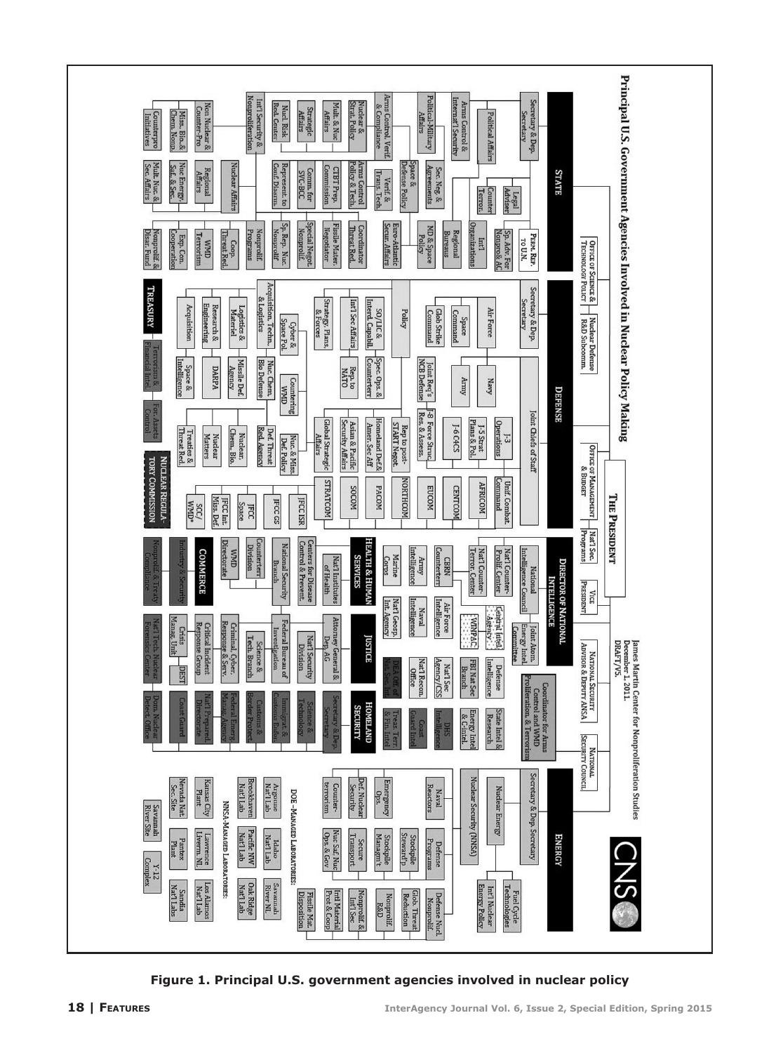# Principal U.S. Government Agencies Involved in Nuclear Policy Making

James Martin Center for Nonproliferation Studies
December 1, 2011.
DRAFT V5.

CNS

## THE PRESIDENT

- Office of Science & Technology Policy
- Nuclear Defense R&D Subcomm.
- Office of Management & Budget
- Nat'l Sec. Programs
- Vice President
- National Security Advisor & Deputy ANSA
- National Security Council

## STATE

- Secretary & Dep. Secretary
- Perm. Rep. to U.N.
- Political Affairs
- Legal Adviser
- Sp. Adv. For Nonprolif. & AC
- Counter Terror.
- Int'l Organizations
- Regional Bureaus
- Arms Control & Internat'l Security
- Political-Military Affairs
- Sec. Neg. & Agreements
- MD & Space Policy
- Space & Defense Policy
- Euro-Atlantic Secur. Affairs
- Arms Control Verif. & Compliance
- Verif. & Trans. Tech.
- Coordinator Threat Red.
- Nuclear & Strat. Policy
- Arms Control Policy & Tech.
- Fissile Mater. Negotiator
- Multi. & Nuc Affairs
- CTBT Prep. Commission
- Special Negot. Nonprolif.
- Strategic Affairs
- Comm. for SVC-BCC
- Sp. Rep. Nuc. Nonprolif.
- Nucl. Risk Red. Center
- Represent. to Conf. Disarm.
- Int'l Security & Nonproliferation
- Nuclear Affairs
- Nonprolif. Programs
- Coop. Threat Red.
- Non Nuclear & Counter-Pro
- Regional Affairs
- WMD Terrorism
- Miss. Bio. & Chem. Nonp.
- Nuc Energy, Saf. & Sec.
- Exp. Con. Cooperation
- Counterpro Initiatives
- Mult. Nuc. & Sec. Affairs
- Nonprolif. & Disar. Fund

## TREASURY

- Terrorism & Financial Intel.
- For. Assets Control

## DEFENSE

- Secretary & Dep. Secretary
- Policy
- Air Force
- Navy
- Army
- Space Command
- Glob Strike Command
- Joint Req's NCB Defense
- Int'l Sec Affairs
- Rep. to NATO
- SO/LIC & Interd. Capabil.
- Spec Ops. & Counterterr.
- Strategy, Plans, & Forces
- Cyber & Space Pol.
- Countering WMD
- Acquisition, Techn., & Logistics
- Nuc. Chem. Bio Defense
- Logistics & Materiel
- Missile Def. Agency
- Research & Engineering
- DARPA
- Acquisition
- Space & Intelligence
- Joint Chiefs of Staff
- J-3 Operations
- J-5 Strat Plans & Pol.
- J-6 C4CS
- J-8 Force Struc. Res. & Assess.
- Rep to post-START Negot.
- Homeland Def.& Amer. Sec Aff
- Asian & Pacific Security Affairs
- Global Strategic Affairs
- Nuc. & Miss. Def. Policy
- Def. Threat Red. Agency
- Nuclear, Chem., Bio.
- Nuclear Matters
- Treaties & Threat Red.
- Unif. Combat. Command
- AFRICOM
- CENTCOM
- EUCOM
- NORTHCOM
- PACOM
- SOCOM
- STRATCOM
- JFCC ISR
- JFCC GS
- JFCC Space
- JFCC Int. Miss. Def.
- SCC/WMD*

## NUCLEAR REGULATORY COMMISSION

## DIRECTOR OF NATIONAL INTELLIGENCE

- National Intelligence Council
- Joint Atom. Energy Intel. Committee
- Nat'l Counter-Prolif. Center
- Nat'l Counter-Terror. Center
- Central Intel. Agency
- WINPAC
- CBRN Counterterr
- Air Force Intelligence
- Defense Intelligence
- State Intel & Research
- Army Intelligence
- Naval Intelligence
- FBI Nat Sec Branch
- Energy Intel & CIntel.
- Marine Corps
- Nat'l Geosp. Int. Agency
- Nat'l Sec Agency/CSS
- DHS Intelligence
- Nat'l Recon. Office
- Coast Guard Intel
- DEA Off. of Nat. Sec. Intel
- Treas. Terr & Fin. Intel
- Coordinator for Arms Control and WMD Proliferation, & Terrorism

## HEALTH & HUMAN SERVICES

- Centers for Disease Control & Prevent.
- Nat'l Institutes of Health

## JUSTICE

- Attorney General & Dep. AG
- Nat'l Security Division
- Federal Bureau of Investigation
- National Security Branch
- Science & Tech. Branch
- Counterterr. Division
- Criminal, Cyber, Response & Serv.
- WMD Directorate
- Critical Incident Response Group
- Crisis Manag. Unit
- DEST
- Nat'l Tech. Nuclear Forensics Center

## COMMERCE

- Industry & Security
- Nonprolif. & Treaty Compliance

## HOMELAND SECURITY

- Secretary & Dep. Secretary
- Science & Technology
- Immigrat. & Customs Enforc.
- Customs & Border Protect.
- Federal Emerg. Manag. Agency
- Nat'l Prepared. Directorate
- Coast Guard
- Dom. Nuclear Detect. Office

## ENERGY

- Secretary & Dep. Secretary
- Nuclear Energy
- Fuel Cycle Technologies
- Int'l Nuclear Energy Policy
- Nuclear Security (NNSA)
- Naval Reactors
- Defense Programs
- Defense Nucl. Nonprolif.
- Stockpile Steward'p
- Glob. Threat Reduction
- Stockpile Managm't
- Nonprolif. R&D
- Emergency Ops.
- Secure Transport
- Nonprolif. & Int'l Sec.
- Def. Nuclear Security
- Nuc Saf. Nuc Ops. & Gov
- Int'l Material Prot. & Coop
- Counter-terrorism
- Fissile Mat. Disposition

### DOE-Managed Laboratories:

- Argonne Nat'l Lab
- Idaho Nat'l Lab
- Savannah River NL
- Brookhaven Nat'l Lab
- Pacific NW Nat'l Lab
- Oak Ridge Nat'l Lab

### NNSA-Managed Laboratories:

- Kansas City Plant
- Lawrence Livermo. NL
- Los Alamos Nat'l Lab
- Nevada Nat. Sec. Site
- Pantex Plant
- Sandia Nat'l Labs
- Savannah River Site
- Y-12 Complex

**Figure 1. Principal U.S. government agencies involved in nuclear policy**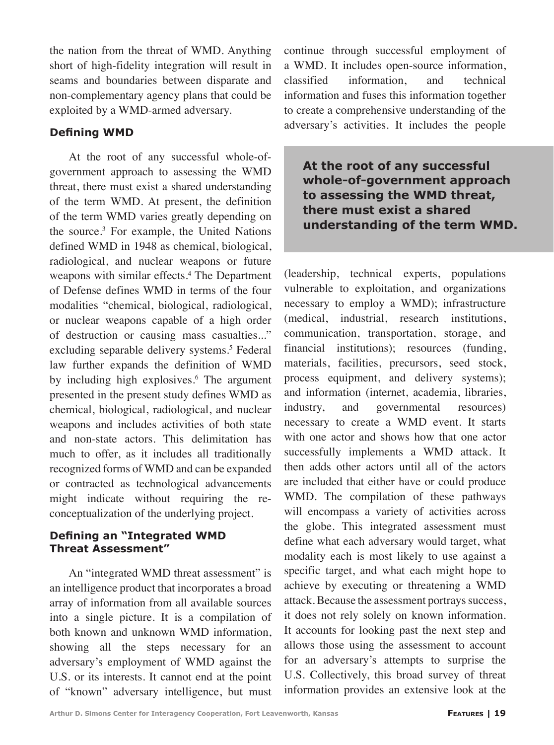the nation from the threat of WMD. Anything short of high-fidelity integration will result in seams and boundaries between disparate and non-complementary agency plans that could be exploited by a WMD-armed adversary.

## Defining WMD

At the root of any successful whole-of-government approach to assessing the WMD threat, there must exist a shared understanding of the term WMD. At present, the definition of the term WMD varies greatly depending on the source.[3] For example, the United Nations defined WMD in 1948 as chemical, biological, radiological, and nuclear weapons or future weapons with similar effects.[4] The Department of Defense defines WMD in terms of the four modalities "chemical, biological, radiological, or nuclear weapons capable of a high order of destruction or causing mass casualties..." excluding separable delivery systems.[5] Federal law further expands the definition of WMD by including high explosives.[6] The argument presented in the present study defines WMD as chemical, biological, radiological, and nuclear weapons and includes activities of both state and non-state actors. This delimitation has much to offer, as it includes all traditionally recognized forms of WMD and can be expanded or contracted as technological advancements might indicate without requiring the re-conceptualization of the underlying project.

## Defining an "Integrated WMD Threat Assessment"

An "integrated WMD threat assessment" is an intelligence product that incorporates a broad array of information from all available sources into a single picture. It is a compilation of both known and unknown WMD information, showing all the steps necessary for an adversary's employment of WMD against the U.S. or its interests. It cannot end at the point of "known" adversary intelligence, but must continue through successful employment of a WMD. It includes open-source information, classified information, and technical information and fuses this information together to create a comprehensive understanding of the adversary's activities. It includes the people (leadership, technical experts, populations vulnerable to exploitation, and organizations necessary to employ a WMD); infrastructure (medical, industrial, research institutions, communication, transportation, storage, and financial institutions); resources (funding, materials, facilities, precursors, seed stock, process equipment, and delivery systems); and information (internet, academia, libraries, industry, and governmental resources) necessary to create a WMD event. It starts with one actor and shows how that one actor successfully implements a WMD attack. It then adds other actors until all of the actors are included that either have or could produce WMD. The compilation of these pathways will encompass a variety of activities across the globe. This integrated assessment must define what each adversary would target, what modality each is most likely to use against a specific target, and what each might hope to achieve by executing or threatening a WMD attack. Because the assessment portrays success, it does not rely solely on known information. It accounts for looking past the next step and allows those using the assessment to account for an adversary's attempts to surprise the U.S. Collectively, this broad survey of threat information provides an extensive look at the

> **At the root of any successful whole-of-government approach to assessing the WMD threat, there must exist a shared understanding of the term WMD.**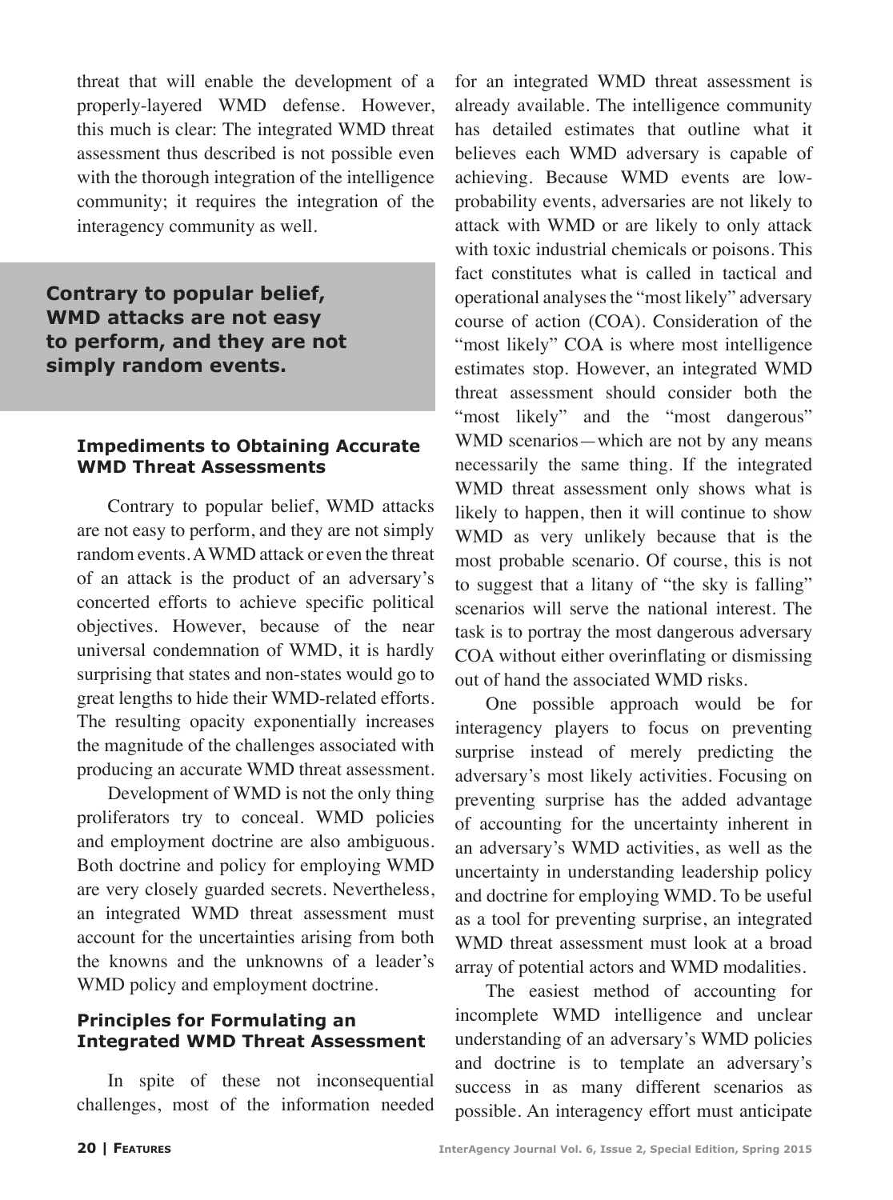threat that will enable the development of a properly-layered WMD defense. However, this much is clear: The integrated WMD threat assessment thus described is not possible even with the thorough integration of the intelligence community; it requires the integration of the interagency community as well.

**Contrary to popular belief, WMD attacks are not easy to perform, and they are not simply random events.**

### Impediments to Obtaining Accurate WMD Threat Assessments

Contrary to popular belief, WMD attacks are not easy to perform, and they are not simply random events. A WMD attack or even the threat of an attack is the product of an adversary's concerted efforts to achieve specific political objectives. However, because of the near universal condemnation of WMD, it is hardly surprising that states and non-states would go to great lengths to hide their WMD-related efforts. The resulting opacity exponentially increases the magnitude of the challenges associated with producing an accurate WMD threat assessment.

Development of WMD is not the only thing proliferators try to conceal. WMD policies and employment doctrine are also ambiguous. Both doctrine and policy for employing WMD are very closely guarded secrets. Nevertheless, an integrated WMD threat assessment must account for the uncertainties arising from both the knowns and the unknowns of a leader's WMD policy and employment doctrine.

### Principles for Formulating an Integrated WMD Threat Assessment

In spite of these not inconsequential challenges, most of the information needed for an integrated WMD threat assessment is already available. The intelligence community has detailed estimates that outline what it believes each WMD adversary is capable of achieving. Because WMD events are low-probability events, adversaries are not likely to attack with WMD or are likely to only attack with toxic industrial chemicals or poisons. This fact constitutes what is called in tactical and operational analyses the "most likely" adversary course of action (COA). Consideration of the "most likely" COA is where most intelligence estimates stop. However, an integrated WMD threat assessment should consider both the "most likely" and the "most dangerous" WMD scenarios—which are not by any means necessarily the same thing. If the integrated WMD threat assessment only shows what is likely to happen, then it will continue to show WMD as very unlikely because that is the most probable scenario. Of course, this is not to suggest that a litany of "the sky is falling" scenarios will serve the national interest. The task is to portray the most dangerous adversary COA without either overinflating or dismissing out of hand the associated WMD risks.

One possible approach would be for interagency players to focus on preventing surprise instead of merely predicting the adversary's most likely activities. Focusing on preventing surprise has the added advantage of accounting for the uncertainty inherent in an adversary's WMD activities, as well as the uncertainty in understanding leadership policy and doctrine for employing WMD. To be useful as a tool for preventing surprise, an integrated WMD threat assessment must look at a broad array of potential actors and WMD modalities.

The easiest method of accounting for incomplete WMD intelligence and unclear understanding of an adversary's WMD policies and doctrine is to template an adversary's success in as many different scenarios as possible. An interagency effort must anticipate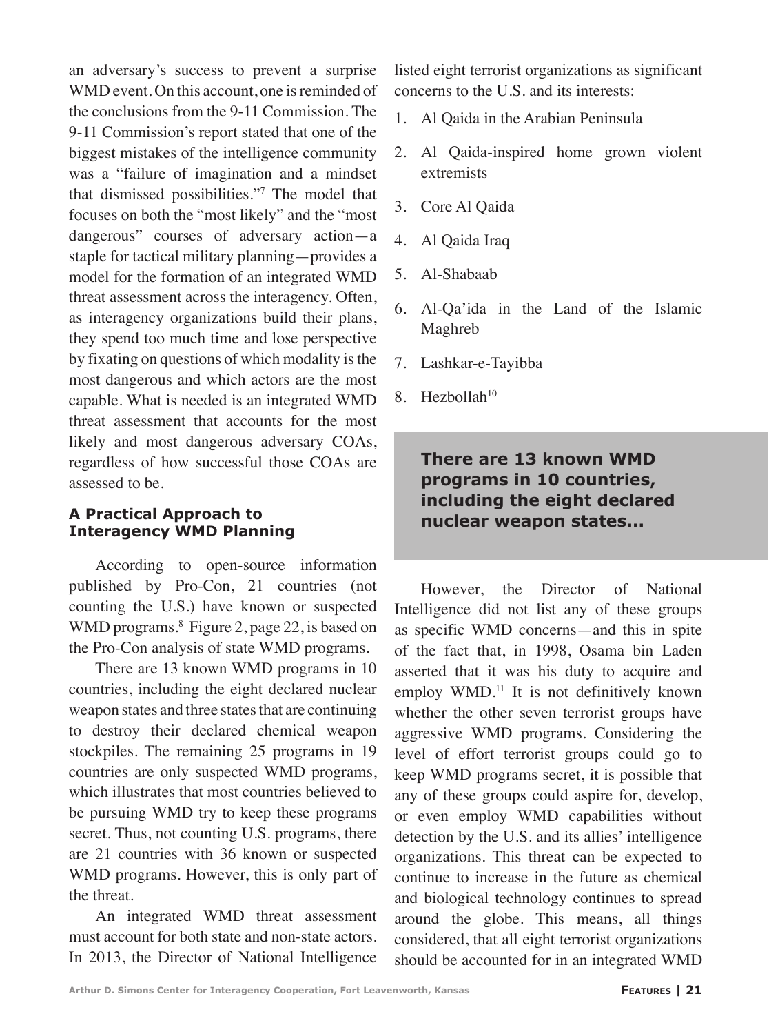an adversary's success to prevent a surprise WMD event. On this account, one is reminded of the conclusions from the 9-11 Commission. The 9-11 Commission's report stated that one of the biggest mistakes of the intelligence community was a "failure of imagination and a mindset that dismissed possibilities."[7] The model that focuses on both the "most likely" and the "most dangerous" courses of adversary action—a staple for tactical military planning—provides a model for the formation of an integrated WMD threat assessment across the interagency. Often, as interagency organizations build their plans, they spend too much time and lose perspective by fixating on questions of which modality is the most dangerous and which actors are the most capable. What is needed is an integrated WMD threat assessment that accounts for the most likely and most dangerous adversary COAs, regardless of how successful those COAs are assessed to be.

### A Practical Approach to Interagency WMD Planning

According to open-source information published by Pro-Con, 21 countries (not counting the U.S.) have known or suspected WMD programs.[8] Figure 2, page 22, is based on the Pro-Con analysis of state WMD programs.

There are 13 known WMD programs in 10 countries, including the eight declared nuclear weapon states and three states that are continuing to destroy their declared chemical weapon stockpiles. The remaining 25 programs in 19 countries are only suspected WMD programs, which illustrates that most countries believed to be pursuing WMD try to keep these programs secret. Thus, not counting U.S. programs, there are 21 countries with 36 known or suspected WMD programs. However, this is only part of the threat.

An integrated WMD threat assessment must account for both state and non-state actors. In 2013, the Director of National Intelligence listed eight terrorist organizations as significant concerns to the U.S. and its interests:

1. Al Qaida in the Arabian Peninsula
2. Al Qaida-inspired home grown violent extremists
3. Core Al Qaida
4. Al Qaida Iraq
5. Al-Shabaab
6. Al-Qa'ida in the Land of the Islamic Maghreb
7. Lashkar-e-Tayibba
8. Hezbollah[10]

> **There are 13 known WMD programs in 10 countries, including the eight declared nuclear weapon states...**

However, the Director of National Intelligence did not list any of these groups as specific WMD concerns—and this in spite of the fact that, in 1998, Osama bin Laden asserted that it was his duty to acquire and employ WMD.[11] It is not definitively known whether the other seven terrorist groups have aggressive WMD programs. Considering the level of effort terrorist groups could go to keep WMD programs secret, it is possible that any of these groups could aspire for, develop, or even employ WMD capabilities without detection by the U.S. and its allies' intelligence organizations. This threat can be expected to continue to increase in the future as chemical and biological technology continues to spread around the globe. This means, all things considered, that all eight terrorist organizations should be accounted for in an integrated WMD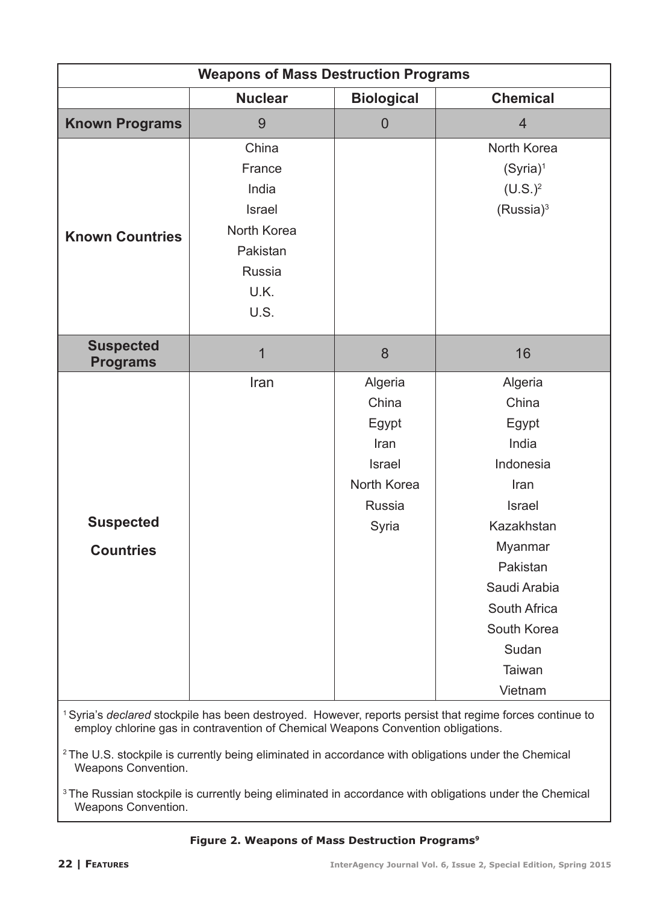| Weapons of Mass Destruction Programs | | | |
|---|---|---|---|
| | **Nuclear** | **Biological** | **Chemical** |
| **Known Programs** | 9 | 0 | 4 |
| **Known Countries** | China<br>France<br>India<br>Israel<br>North Korea<br>Pakistan<br>Russia<br>U.K.<br>U.S. | | North Korea<br>(Syria)[1]<br>(U.S.)[2]<br>(Russia)[3] |
| **Suspected Programs** | 1 | 8 | 16 |
| **Suspected Countries** | Iran | Algeria<br>China<br>Egypt<br>Iran<br>Israel<br>North Korea<br>Russia<br>Syria | Algeria<br>China<br>Egypt<br>India<br>Indonesia<br>Iran<br>Israel<br>Kazakhstan<br>Myanmar<br>Pakistan<br>Saudi Arabia<br>South Africa<br>South Korea<br>Sudan<br>Taiwan<br>Vietnam |

[1] Syria's *declared* stockpile has been destroyed. However, reports persist that regime forces continue to employ chlorine gas in contravention of Chemical Weapons Convention obligations.

[2] The U.S. stockpile is currently being eliminated in accordance with obligations under the Chemical Weapons Convention.

[3] The Russian stockpile is currently being eliminated in accordance with obligations under the Chemical Weapons Convention.

**Figure 2. Weapons of Mass Destruction Programs[9]**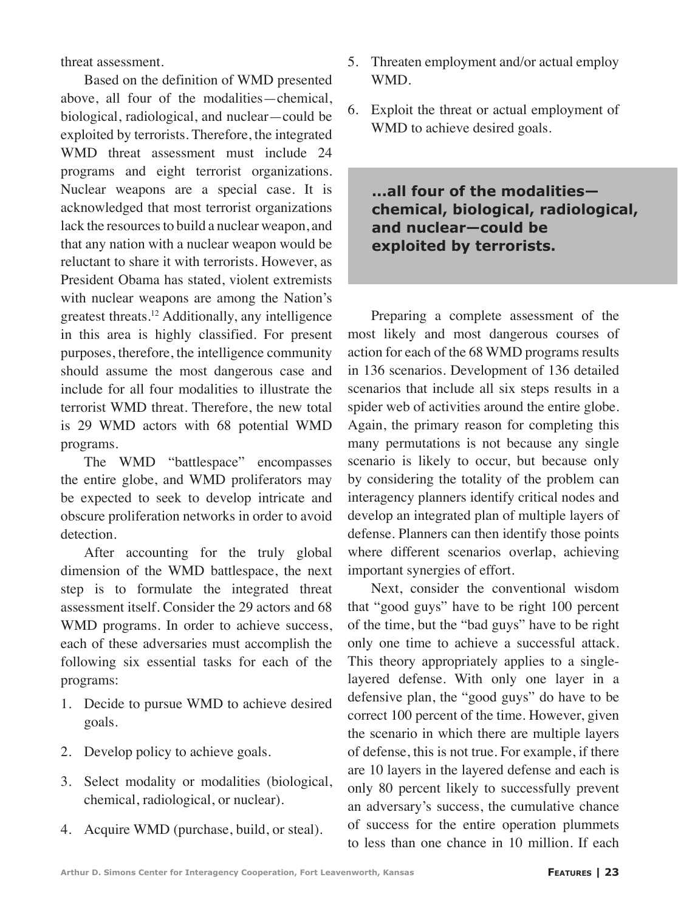threat assessment.

Based on the definition of WMD presented above, all four of the modalities—chemical, biological, radiological, and nuclear—could be exploited by terrorists. Therefore, the integrated WMD threat assessment must include 24 programs and eight terrorist organizations. Nuclear weapons are a special case. It is acknowledged that most terrorist organizations lack the resources to build a nuclear weapon, and that any nation with a nuclear weapon would be reluctant to share it with terrorists. However, as President Obama has stated, violent extremists with nuclear weapons are among the Nation's greatest threats.[12] Additionally, any intelligence in this area is highly classified. For present purposes, therefore, the intelligence community should assume the most dangerous case and include for all four modalities to illustrate the terrorist WMD threat. Therefore, the new total is 29 WMD actors with 68 potential WMD programs.

The WMD "battlespace" encompasses the entire globe, and WMD proliferators may be expected to seek to develop intricate and obscure proliferation networks in order to avoid detection.

After accounting for the truly global dimension of the WMD battlespace, the next step is to formulate the integrated threat assessment itself. Consider the 29 actors and 68 WMD programs. In order to achieve success, each of these adversaries must accomplish the following six essential tasks for each of the programs:

1. Decide to pursue WMD to achieve desired goals.
2. Develop policy to achieve goals.
3. Select modality or modalities (biological, chemical, radiological, or nuclear).
4. Acquire WMD (purchase, build, or steal).
5. Threaten employment and/or actual employ WMD.
6. Exploit the threat or actual employment of WMD to achieve desired goals.

> **...all four of the modalities—chemical, biological, radiological, and nuclear—could be exploited by terrorists.**

Preparing a complete assessment of the most likely and most dangerous courses of action for each of the 68 WMD programs results in 136 scenarios. Development of 136 detailed scenarios that include all six steps results in a spider web of activities around the entire globe. Again, the primary reason for completing this many permutations is not because any single scenario is likely to occur, but because only by considering the totality of the problem can interagency planners identify critical nodes and develop an integrated plan of multiple layers of defense. Planners can then identify those points where different scenarios overlap, achieving important synergies of effort.

Next, consider the conventional wisdom that "good guys" have to be right 100 percent of the time, but the "bad guys" have to be right only one time to achieve a successful attack. This theory appropriately applies to a single-layered defense. With only one layer in a defensive plan, the "good guys" do have to be correct 100 percent of the time. However, given the scenario in which there are multiple layers of defense, this is not true. For example, if there are 10 layers in the layered defense and each is only 80 percent likely to successfully prevent an adversary's success, the cumulative chance of success for the entire operation plummets to less than one chance in 10 million. If each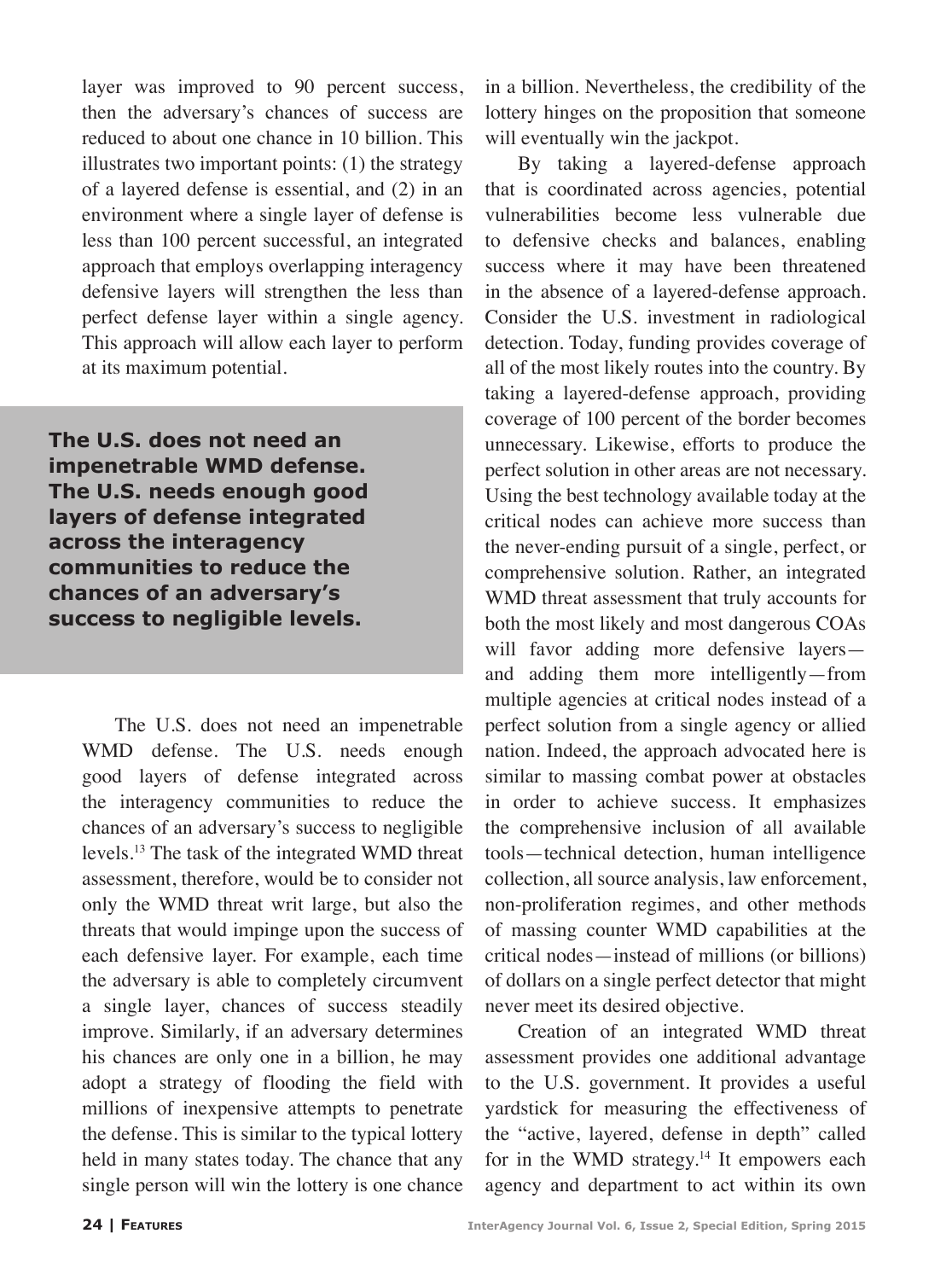layer was improved to 90 percent success, then the adversary's chances of success are reduced to about one chance in 10 billion. This illustrates two important points: (1) the strategy of a layered defense is essential, and (2) in an environment where a single layer of defense is less than 100 percent successful, an integrated approach that employs overlapping interagency defensive layers will strengthen the less than perfect defense layer within a single agency. This approach will allow each layer to perform at its maximum potential.

> **The U.S. does not need an impenetrable WMD defense. The U.S. needs enough good layers of defense integrated across the interagency communities to reduce the chances of an adversary's success to negligible levels.**

The U.S. does not need an impenetrable WMD defense. The U.S. needs enough good layers of defense integrated across the interagency communities to reduce the chances of an adversary's success to negligible levels.[13] The task of the integrated WMD threat assessment, therefore, would be to consider not only the WMD threat writ large, but also the threats that would impinge upon the success of each defensive layer. For example, each time the adversary is able to completely circumvent a single layer, chances of success steadily improve. Similarly, if an adversary determines his chances are only one in a billion, he may adopt a strategy of flooding the field with millions of inexpensive attempts to penetrate the defense. This is similar to the typical lottery held in many states today. The chance that any single person will win the lottery is one chance in a billion. Nevertheless, the credibility of the lottery hinges on the proposition that someone will eventually win the jackpot.

By taking a layered-defense approach that is coordinated across agencies, potential vulnerabilities become less vulnerable due to defensive checks and balances, enabling success where it may have been threatened in the absence of a layered-defense approach. Consider the U.S. investment in radiological detection. Today, funding provides coverage of all of the most likely routes into the country. By taking a layered-defense approach, providing coverage of 100 percent of the border becomes unnecessary. Likewise, efforts to produce the perfect solution in other areas are not necessary. Using the best technology available today at the critical nodes can achieve more success than the never-ending pursuit of a single, perfect, or comprehensive solution. Rather, an integrated WMD threat assessment that truly accounts for both the most likely and most dangerous COAs will favor adding more defensive layers—and adding them more intelligently—from multiple agencies at critical nodes instead of a perfect solution from a single agency or allied nation. Indeed, the approach advocated here is similar to massing combat power at obstacles in order to achieve success. It emphasizes the comprehensive inclusion of all available tools—technical detection, human intelligence collection, all source analysis, law enforcement, non-proliferation regimes, and other methods of massing counter WMD capabilities at the critical nodes—instead of millions (or billions) of dollars on a single perfect detector that might never meet its desired objective.

Creation of an integrated WMD threat assessment provides one additional advantage to the U.S. government. It provides a useful yardstick for measuring the effectiveness of the "active, layered, defense in depth" called for in the WMD strategy.[14] It empowers each agency and department to act within its own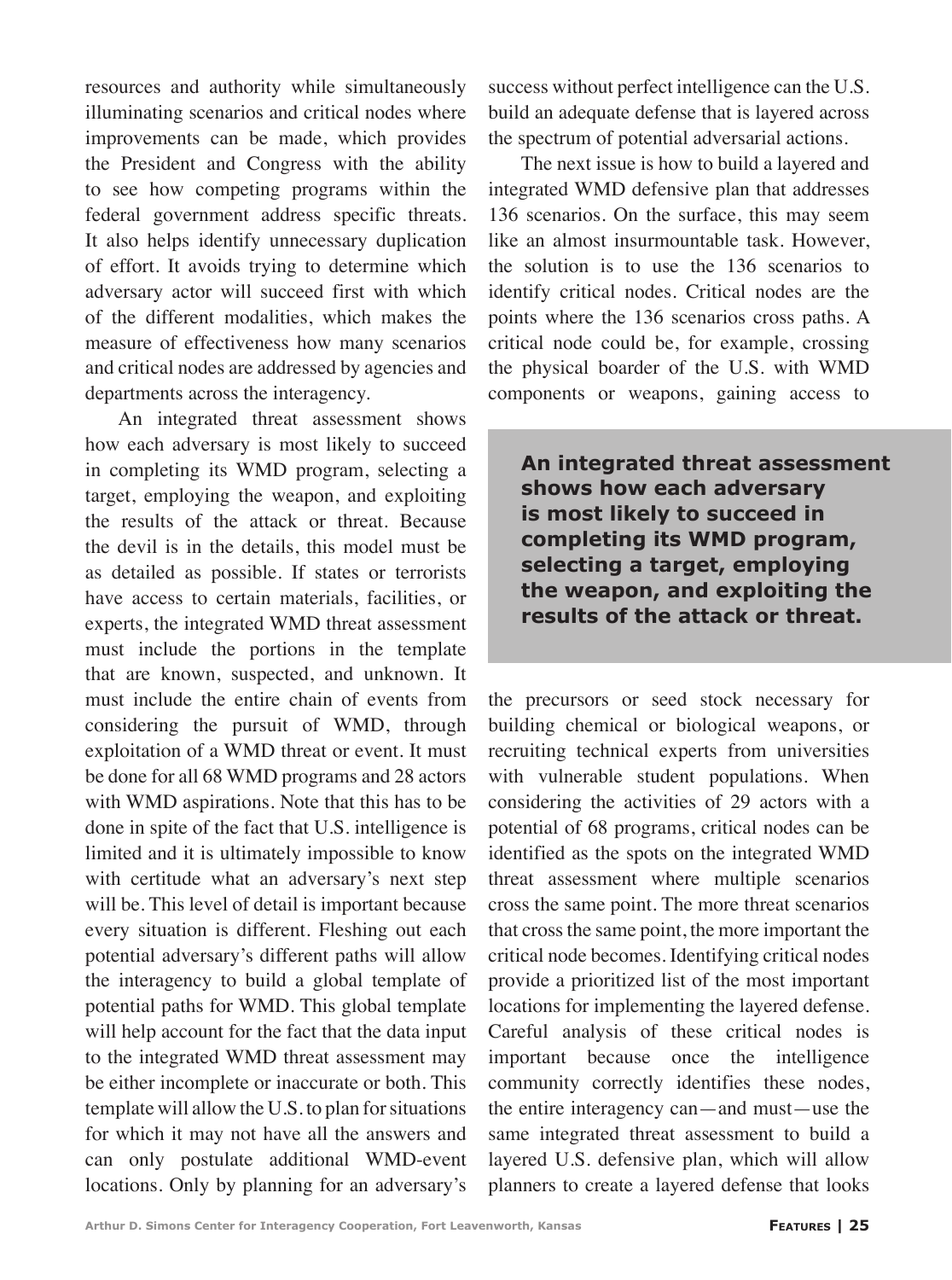resources and authority while simultaneously illuminating scenarios and critical nodes where improvements can be made, which provides the President and Congress with the ability to see how competing programs within the federal government address specific threats. It also helps identify unnecessary duplication of effort. It avoids trying to determine which adversary actor will succeed first with which of the different modalities, which makes the measure of effectiveness how many scenarios and critical nodes are addressed by agencies and departments across the interagency.

An integrated threat assessment shows how each adversary is most likely to succeed in completing its WMD program, selecting a target, employing the weapon, and exploiting the results of the attack or threat. Because the devil is in the details, this model must be as detailed as possible. If states or terrorists have access to certain materials, facilities, or experts, the integrated WMD threat assessment must include the portions in the template that are known, suspected, and unknown. It must include the entire chain of events from considering the pursuit of WMD, through exploitation of a WMD threat or event. It must be done for all 68 WMD programs and 28 actors with WMD aspirations. Note that this has to be done in spite of the fact that U.S. intelligence is limited and it is ultimately impossible to know with certitude what an adversary's next step will be. This level of detail is important because every situation is different. Fleshing out each potential adversary's different paths will allow the interagency to build a global template of potential paths for WMD. This global template will help account for the fact that the data input to the integrated WMD threat assessment may be either incomplete or inaccurate or both. This template will allow the U.S. to plan for situations for which it may not have all the answers and can only postulate additional WMD-event locations. Only by planning for an adversary's success without perfect intelligence can the U.S. build an adequate defense that is layered across the spectrum of potential adversarial actions.

The next issue is how to build a layered and integrated WMD defensive plan that addresses 136 scenarios. On the surface, this may seem like an almost insurmountable task. However, the solution is to use the 136 scenarios to identify critical nodes. Critical nodes are the points where the 136 scenarios cross paths. A critical node could be, for example, crossing the physical boarder of the U.S. with WMD components or weapons, gaining access to the precursors or seed stock necessary for building chemical or biological weapons, or recruiting technical experts from universities with vulnerable student populations. When considering the activities of 29 actors with a potential of 68 programs, critical nodes can be identified as the spots on the integrated WMD threat assessment where multiple scenarios cross the same point. The more threat scenarios that cross the same point, the more important the critical node becomes. Identifying critical nodes provide a prioritized list of the most important locations for implementing the layered defense. Careful analysis of these critical nodes is important because once the intelligence community correctly identifies these nodes, the entire interagency can—and must—use the same integrated threat assessment to build a layered U.S. defensive plan, which will allow planners to create a layered defense that looks

> **An integrated threat assessment shows how each adversary is most likely to succeed in completing its WMD program, selecting a target, employing the weapon, and exploiting the results of the attack or threat.**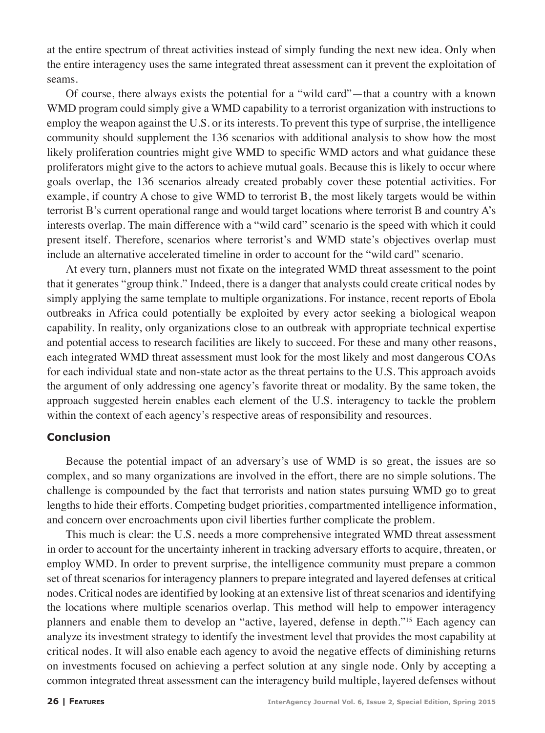at the entire spectrum of threat activities instead of simply funding the next new idea. Only when the entire interagency uses the same integrated threat assessment can it prevent the exploitation of seams.

Of course, there always exists the potential for a "wild card"—that a country with a known WMD program could simply give a WMD capability to a terrorist organization with instructions to employ the weapon against the U.S. or its interests. To prevent this type of surprise, the intelligence community should supplement the 136 scenarios with additional analysis to show how the most likely proliferation countries might give WMD to specific WMD actors and what guidance these proliferators might give to the actors to achieve mutual goals. Because this is likely to occur where goals overlap, the 136 scenarios already created probably cover these potential activities. For example, if country A chose to give WMD to terrorist B, the most likely targets would be within terrorist B's current operational range and would target locations where terrorist B and country A's interests overlap. The main difference with a "wild card" scenario is the speed with which it could present itself. Therefore, scenarios where terrorist's and WMD state's objectives overlap must include an alternative accelerated timeline in order to account for the "wild card" scenario.

At every turn, planners must not fixate on the integrated WMD threat assessment to the point that it generates "group think." Indeed, there is a danger that analysts could create critical nodes by simply applying the same template to multiple organizations. For instance, recent reports of Ebola outbreaks in Africa could potentially be exploited by every actor seeking a biological weapon capability. In reality, only organizations close to an outbreak with appropriate technical expertise and potential access to research facilities are likely to succeed. For these and many other reasons, each integrated WMD threat assessment must look for the most likely and most dangerous COAs for each individual state and non-state actor as the threat pertains to the U.S. This approach avoids the argument of only addressing one agency's favorite threat or modality. By the same token, the approach suggested herein enables each element of the U.S. interagency to tackle the problem within the context of each agency's respective areas of responsibility and resources.

## Conclusion

Because the potential impact of an adversary's use of WMD is so great, the issues are so complex, and so many organizations are involved in the effort, there are no simple solutions. The challenge is compounded by the fact that terrorists and nation states pursuing WMD go to great lengths to hide their efforts. Competing budget priorities, compartmented intelligence information, and concern over encroachments upon civil liberties further complicate the problem.

This much is clear: the U.S. needs a more comprehensive integrated WMD threat assessment in order to account for the uncertainty inherent in tracking adversary efforts to acquire, threaten, or employ WMD. In order to prevent surprise, the intelligence community must prepare a common set of threat scenarios for interagency planners to prepare integrated and layered defenses at critical nodes. Critical nodes are identified by looking at an extensive list of threat scenarios and identifying the locations where multiple scenarios overlap. This method will help to empower interagency planners and enable them to develop an "active, layered, defense in depth."[15] Each agency can analyze its investment strategy to identify the investment level that provides the most capability at critical nodes. It will also enable each agency to avoid the negative effects of diminishing returns on investments focused on achieving a perfect solution at any single node. Only by accepting a common integrated threat assessment can the interagency build multiple, layered defenses without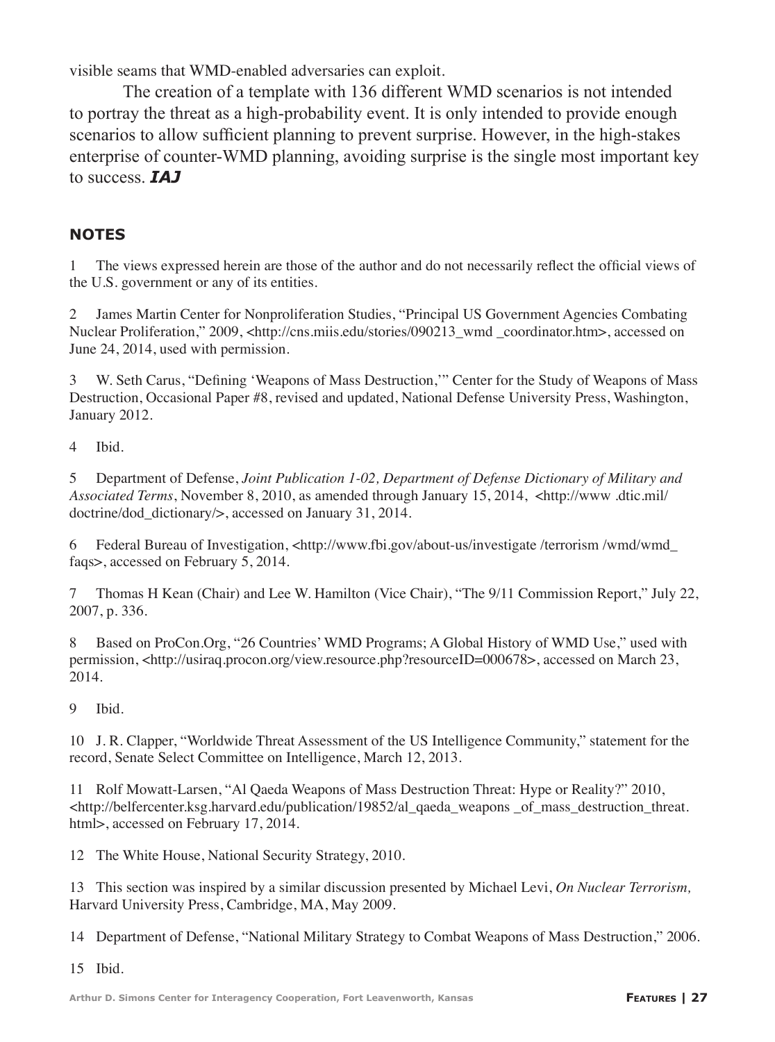visible seams that WMD-enabled adversaries can exploit.

The creation of a template with 136 different WMD scenarios is not intended to portray the threat as a high-probability event. It is only intended to provide enough scenarios to allow sufficient planning to prevent surprise. However, in the high-stakes enterprise of counter-WMD planning, avoiding surprise is the single most important key to success. ***IAJ***

## NOTES

1 The views expressed herein are those of the author and do not necessarily reflect the official views of the U.S. government or any of its entities.

2 James Martin Center for Nonproliferation Studies, "Principal US Government Agencies Combating Nuclear Proliferation," 2009, <http://cns.miis.edu/stories/090213_wmd _coordinator.htm>, accessed on June 24, 2014, used with permission.

3 W. Seth Carus, "Defining 'Weapons of Mass Destruction,'" Center for the Study of Weapons of Mass Destruction, Occasional Paper #8, revised and updated, National Defense University Press, Washington, January 2012.

4 Ibid.

5 Department of Defense, *Joint Publication 1-02, Department of Defense Dictionary of Military and Associated Terms*, November 8, 2010, as amended through January 15, 2014, <http://www .dtic.mil/doctrine/dod_dictionary/>, accessed on January 31, 2014.

6 Federal Bureau of Investigation, <http://www.fbi.gov/about-us/investigate /terrorism /wmd/wmd_faqs>, accessed on February 5, 2014.

7 Thomas H Kean (Chair) and Lee W. Hamilton (Vice Chair), "The 9/11 Commission Report," July 22, 2007, p. 336.

8 Based on ProCon.Org, "26 Countries' WMD Programs; A Global History of WMD Use," used with permission, <http://usiraq.procon.org/view.resource.php?resourceID=000678>, accessed on March 23, 2014.

9 Ibid.

10 J. R. Clapper, "Worldwide Threat Assessment of the US Intelligence Community," statement for the record, Senate Select Committee on Intelligence, March 12, 2013.

11 Rolf Mowatt-Larsen, "Al Qaeda Weapons of Mass Destruction Threat: Hype or Reality?" 2010, <http://belfercenter.ksg.harvard.edu/publication/19852/al_qaeda_weapons _of_mass_destruction_threat.html>, accessed on February 17, 2014.

12 The White House, National Security Strategy, 2010.

13 This section was inspired by a similar discussion presented by Michael Levi, *On Nuclear Terrorism,* Harvard University Press, Cambridge, MA, May 2009.

14 Department of Defense, "National Military Strategy to Combat Weapons of Mass Destruction," 2006.

15 Ibid.